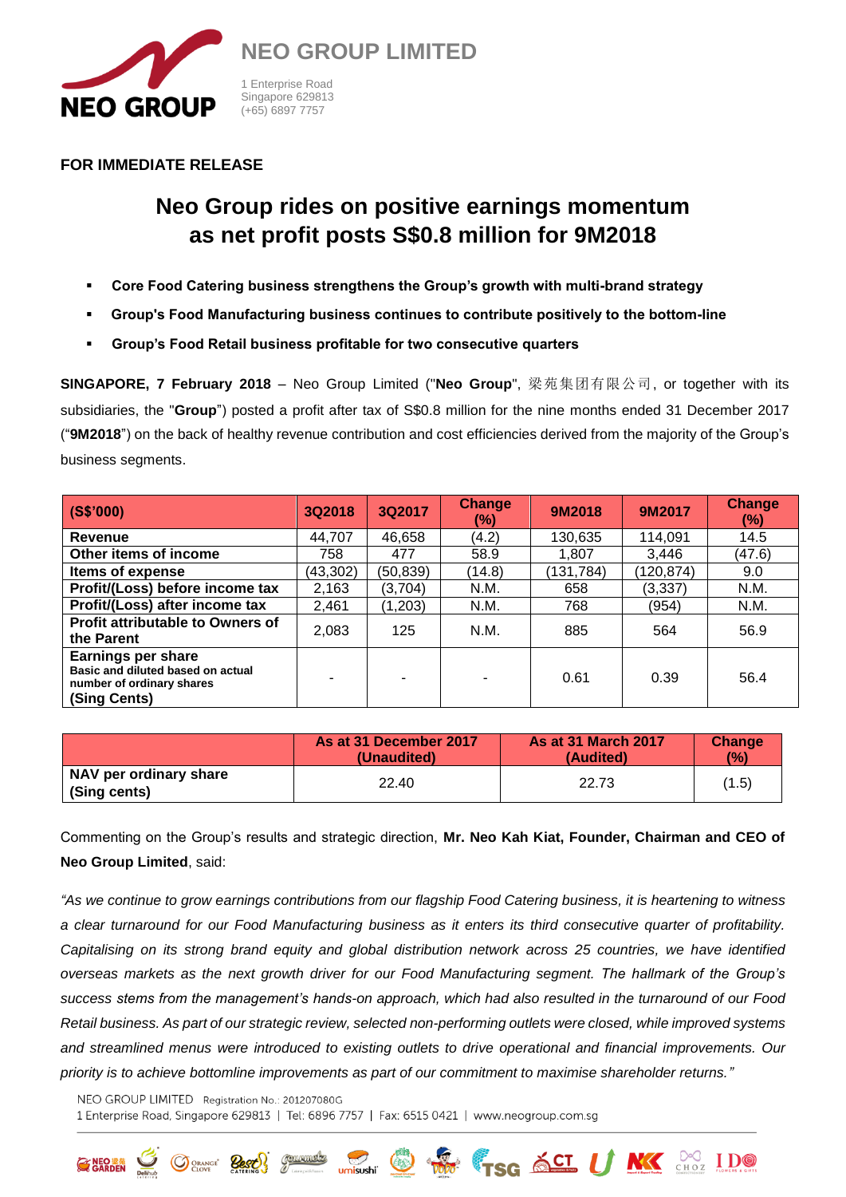NEO GROUP LIMITED

1 Enterprise Road
Singapore 629813
(+65) 6897 7757

**FOR IMMEDIATE RELEASE**

# Neo Group rides on positive earnings momentum as net profit posts S$0.8 million for 9M2018

- **Core Food Catering business strengthens the Group's growth with multi-brand strategy**
- **Group's Food Manufacturing business continues to contribute positively to the bottom-line**
- **Group's Food Retail business profitable for two consecutive quarters**

**SINGAPORE, 7 February 2018** – Neo Group Limited ("**Neo Group**", 梁苑集团有限公司, or together with its subsidiaries, the "**Group**") posted a profit after tax of S$0.8 million for the nine months ended 31 December 2017 ("**9M2018**") on the back of healthy revenue contribution and cost efficiencies derived from the majority of the Group's business segments.

| (S$'000) | 3Q2018 | 3Q2017 | Change (%) | 9M2018 | 9M2017 | Change (%) |
|---|---|---|---|---|---|---|
| **Revenue** | 44,707 | 46,658 | (4.2) | 130,635 | 114,091 | 14.5 |
| **Other items of income** | 758 | 477 | 58.9 | 1,807 | 3,446 | (47.6) |
| **Items of expense** | (43,302) | (50,839) | (14.8) | (131,784) | (120,874) | 9.0 |
| **Profit/(Loss) before income tax** | 2,163 | (3,704) | N.M. | 658 | (3,337) | N.M. |
| **Profit/(Loss) after income tax** | 2,461 | (1,203) | N.M. | 768 | (954) | N.M. |
| **Profit attributable to Owners of the Parent** | 2,083 | 125 | N.M. | 885 | 564 | 56.9 |
| **Earnings per share** **Basic and diluted based on actual number of ordinary shares** **(Sing Cents)** | - | - | - | 0.61 | 0.39 | 56.4 |

| | As at 31 December 2017 (Unaudited) | As at 31 March 2017 (Audited) | Change (%) |
|---|---|---|---|
| **NAV per ordinary share (Sing cents)** | 22.40 | 22.73 | (1.5) |

Commenting on the Group's results and strategic direction, **Mr. Neo Kah Kiat, Founder, Chairman and CEO of Neo Group Limited**, said:

*"As we continue to grow earnings contributions from our flagship Food Catering business, it is heartening to witness a clear turnaround for our Food Manufacturing business as it enters its third consecutive quarter of profitability. Capitalising on its strong brand equity and global distribution network across 25 countries, we have identified overseas markets as the next growth driver for our Food Manufacturing segment. The hallmark of the Group's success stems from the management's hands-on approach, which had also resulted in the turnaround of our Food Retail business. As part of our strategic review, selected non-performing outlets were closed, while improved systems and streamlined menus were introduced to existing outlets to drive operational and financial improvements. Our priority is to achieve bottomline improvements as part of our commitment to maximise shareholder returns."*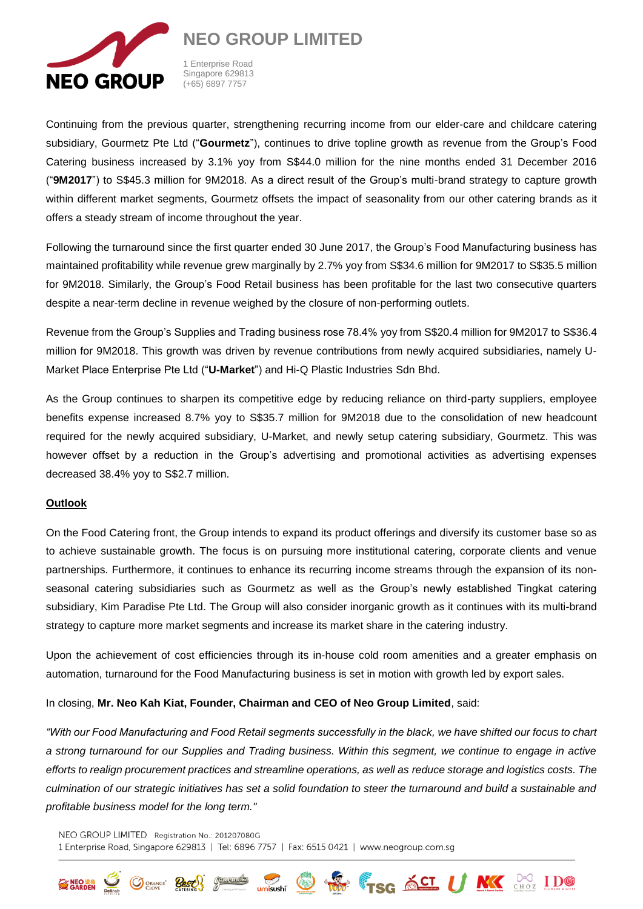Continuing from the previous quarter, strengthening recurring income from our elder-care and childcare catering subsidiary, Gourmetz Pte Ltd ("**Gourmetz**"), continues to drive topline growth as revenue from the Group's Food Catering business increased by 3.1% yoy from S$44.0 million for the nine months ended 31 December 2016 ("**9M2017**") to S$45.3 million for 9M2018. As a direct result of the Group's multi-brand strategy to capture growth within different market segments, Gourmetz offsets the impact of seasonality from our other catering brands as it offers a steady stream of income throughout the year.

Following the turnaround since the first quarter ended 30 June 2017, the Group's Food Manufacturing business has maintained profitability while revenue grew marginally by 2.7% yoy from S$34.6 million for 9M2017 to S$35.5 million for 9M2018. Similarly, the Group's Food Retail business has been profitable for the last two consecutive quarters despite a near-term decline in revenue weighed by the closure of non-performing outlets.

Revenue from the Group's Supplies and Trading business rose 78.4% yoy from S$20.4 million for 9M2017 to S$36.4 million for 9M2018. This growth was driven by revenue contributions from newly acquired subsidiaries, namely U-Market Place Enterprise Pte Ltd ("**U-Market**") and Hi-Q Plastic Industries Sdn Bhd.

As the Group continues to sharpen its competitive edge by reducing reliance on third-party suppliers, employee benefits expense increased 8.7% yoy to S$35.7 million for 9M2018 due to the consolidation of new headcount required for the newly acquired subsidiary, U-Market, and newly setup catering subsidiary, Gourmetz. This was however offset by a reduction in the Group's advertising and promotional activities as advertising expenses decreased 38.4% yoy to S$2.7 million.

**Outlook**

On the Food Catering front, the Group intends to expand its product offerings and diversify its customer base so as to achieve sustainable growth. The focus is on pursuing more institutional catering, corporate clients and venue partnerships. Furthermore, it continues to enhance its recurring income streams through the expansion of its non-seasonal catering subsidiaries such as Gourmetz as well as the Group's newly established Tingkat catering subsidiary, Kim Paradise Pte Ltd. The Group will also consider inorganic growth as it continues with its multi-brand strategy to capture more market segments and increase its market share in the catering industry.

Upon the achievement of cost efficiencies through its in-house cold room amenities and a greater emphasis on automation, turnaround for the Food Manufacturing business is set in motion with growth led by export sales.

In closing, **Mr. Neo Kah Kiat, Founder, Chairman and CEO of Neo Group Limited**, said:

*"With our Food Manufacturing and Food Retail segments successfully in the black, we have shifted our focus to chart a strong turnaround for our Supplies and Trading business. Within this segment, we continue to engage in active efforts to realign procurement practices and streamline operations, as well as reduce storage and logistics costs. The culmination of our strategic initiatives has set a solid foundation to steer the turnaround and build a sustainable and profitable business model for the long term."*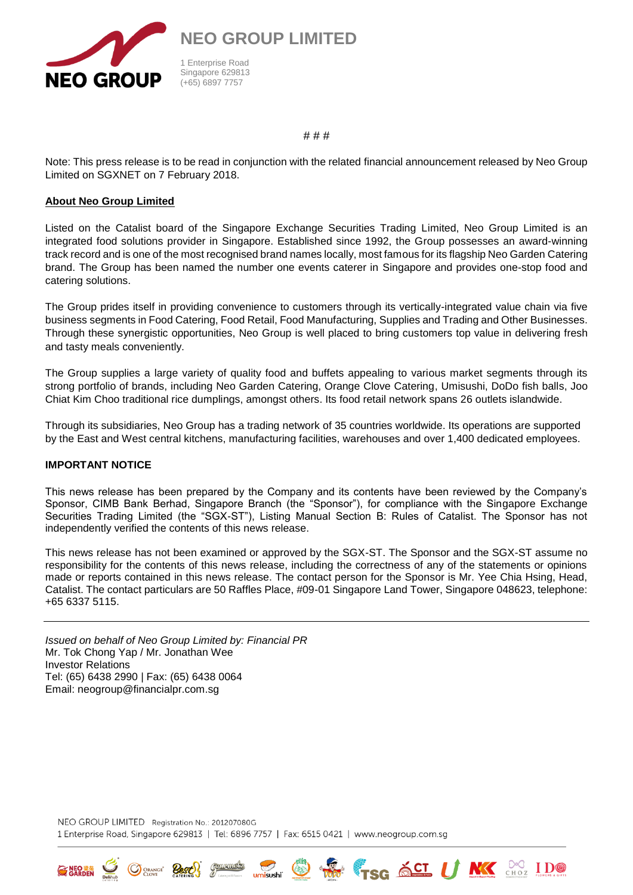# # #

Note: This press release is to be read in conjunction with the related financial announcement released by Neo Group Limited on SGXNET on 7 February 2018.

**About Neo Group Limited**

Listed on the Catalist board of the Singapore Exchange Securities Trading Limited, Neo Group Limited is an integrated food solutions provider in Singapore. Established since 1992, the Group possesses an award-winning track record and is one of the most recognised brand names locally, most famous for its flagship Neo Garden Catering brand. The Group has been named the number one events caterer in Singapore and provides one-stop food and catering solutions.

The Group prides itself in providing convenience to customers through its vertically-integrated value chain via five business segments in Food Catering, Food Retail, Food Manufacturing, Supplies and Trading and Other Businesses. Through these synergistic opportunities, Neo Group is well placed to bring customers top value in delivering fresh and tasty meals conveniently.

The Group supplies a large variety of quality food and buffets appealing to various market segments through its strong portfolio of brands, including Neo Garden Catering, Orange Clove Catering, Umisushi, DoDo fish balls, Joo Chiat Kim Choo traditional rice dumplings, amongst others. Its food retail network spans 26 outlets islandwide.

Through its subsidiaries, Neo Group has a trading network of 35 countries worldwide. Its operations are supported by the East and West central kitchens, manufacturing facilities, warehouses and over 1,400 dedicated employees.

**IMPORTANT NOTICE**

This news release has been prepared by the Company and its contents have been reviewed by the Company's Sponsor, CIMB Bank Berhad, Singapore Branch (the "Sponsor"), for compliance with the Singapore Exchange Securities Trading Limited (the "SGX-ST"), Listing Manual Section B: Rules of Catalist. The Sponsor has not independently verified the contents of this news release.

This news release has not been examined or approved by the SGX-ST. The Sponsor and the SGX-ST assume no responsibility for the contents of this news release, including the correctness of any of the statements or opinions made or reports contained in this news release. The contact person for the Sponsor is Mr. Yee Chia Hsing, Head, Catalist. The contact particulars are 50 Raffles Place, #09-01 Singapore Land Tower, Singapore 048623, telephone: +65 6337 5115.

---

*Issued on behalf of Neo Group Limited by: Financial PR*
Mr. Tok Chong Yap / Mr. Jonathan Wee
Investor Relations
Tel: (65) 6438 2990 | Fax: (65) 6438 0064
Email: neogroup@financialpr.com.sg